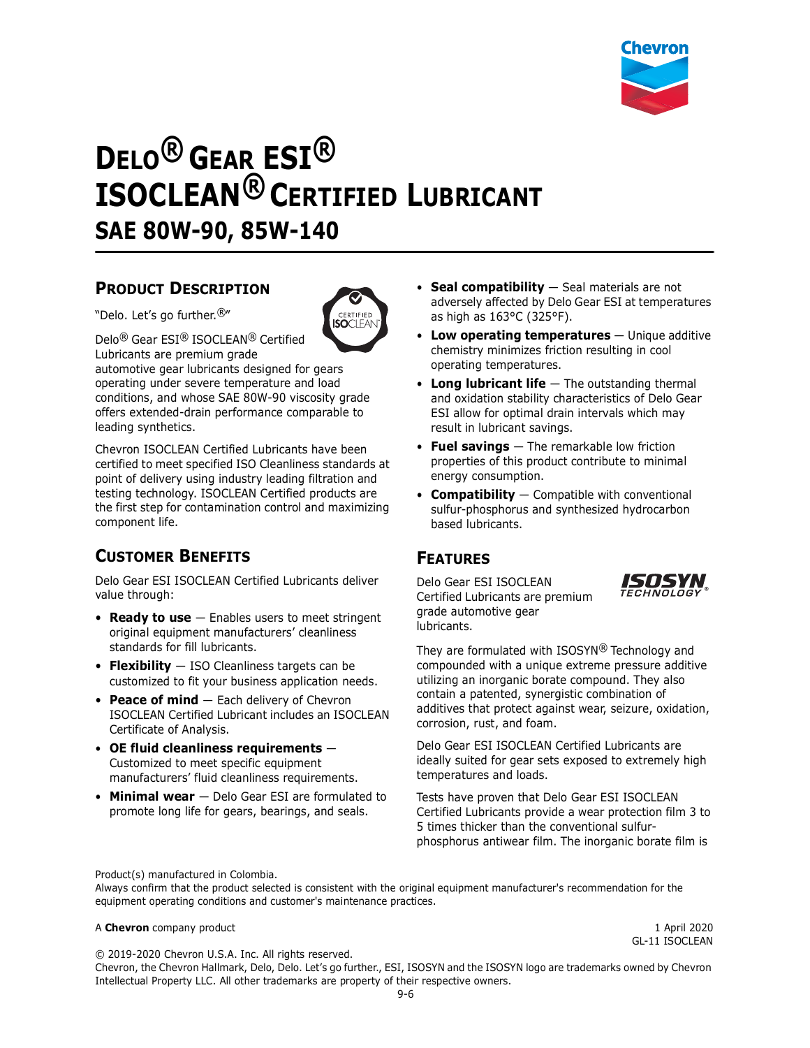# Delo® Gear ESI® ISOCLEAN® Certified Lubricant

## SAE 80W-90, 85W-140

## Product Description

"Delo. Let's go further.®"

Delo® Gear ESI® ISOCLEAN® Certified Lubricants are premium grade automotive gear lubricants designed for gears operating under severe temperature and load conditions, and whose SAE 80W-90 viscosity grade offers extended-drain performance comparable to leading synthetics.

Chevron ISOCLEAN Certified Lubricants have been certified to meet specified ISO Cleanliness standards at point of delivery using industry leading filtration and testing technology. ISOCLEAN Certified products are the first step for contamination control and maximizing component life.

## Customer Benefits

Delo Gear ESI ISOCLEAN Certified Lubricants deliver value through:

- **Ready to use** — Enables users to meet stringent original equipment manufacturers' cleanliness standards for fill lubricants.
- **Flexibility** — ISO Cleanliness targets can be customized to fit your business application needs.
- **Peace of mind** — Each delivery of Chevron ISOCLEAN Certified Lubricant includes an ISOCLEAN Certificate of Analysis.
- **OE fluid cleanliness requirements** — Customized to meet specific equipment manufacturers' fluid cleanliness requirements.
- **Minimal wear** — Delo Gear ESI are formulated to promote long life for gears, bearings, and seals.
- **Seal compatibility** — Seal materials are not adversely affected by Delo Gear ESI at temperatures as high as 163°C (325°F).
- **Low operating temperatures** — Unique additive chemistry minimizes friction resulting in cool operating temperatures.
- **Long lubricant life** — The outstanding thermal and oxidation stability characteristics of Delo Gear ESI allow for optimal drain intervals which may result in lubricant savings.
- **Fuel savings** — The remarkable low friction properties of this product contribute to minimal energy consumption.
- **Compatibility** — Compatible with conventional sulfur-phosphorus and synthesized hydrocarbon based lubricants.

## Features

Delo Gear ESI ISOCLEAN Certified Lubricants are premium grade automotive gear lubricants.

They are formulated with ISOSYN® Technology and compounded with a unique extreme pressure additive utilizing an inorganic borate compound. They also contain a patented, synergistic combination of additives that protect against wear, seizure, oxidation, corrosion, rust, and foam.

Delo Gear ESI ISOCLEAN Certified Lubricants are ideally suited for gear sets exposed to extremely high temperatures and loads.

Tests have proven that Delo Gear ESI ISOCLEAN Certified Lubricants provide a wear protection film 3 to 5 times thicker than the conventional sulfur-phosphorus antiwear film. The inorganic borate film is

Product(s) manufactured in Colombia.
Always confirm that the product selected is consistent with the original equipment manufacturer's recommendation for the equipment operating conditions and customer's maintenance practices.

A **Chevron** company product

1 April 2020
GL-11 ISOCLEAN

© 2019-2020 Chevron U.S.A. Inc. All rights reserved.
Chevron, the Chevron Hallmark, Delo, Delo. Let's go further., ESI, ISOSYN and the ISOSYN logo are trademarks owned by Chevron Intellectual Property LLC. All other trademarks are property of their respective owners.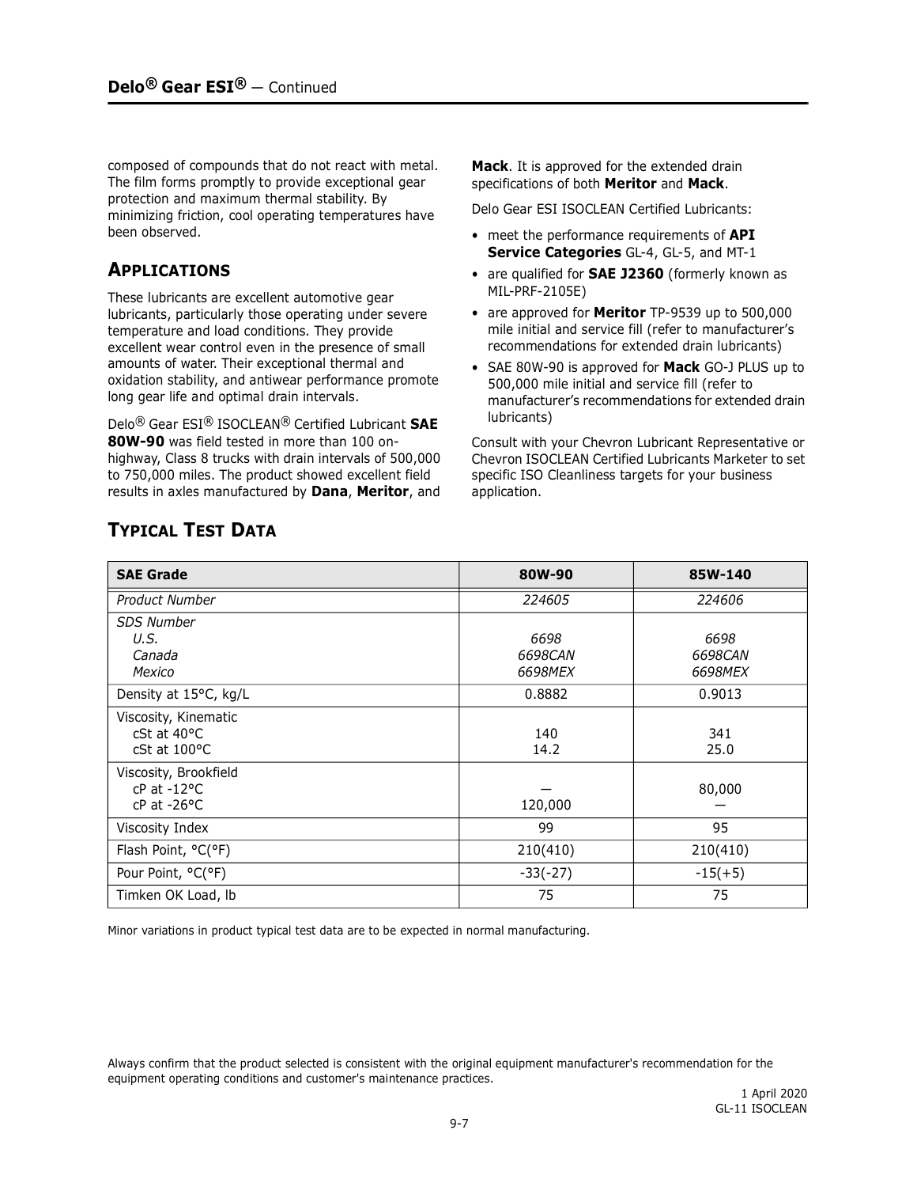composed of compounds that do not react with metal. The film forms promptly to provide exceptional gear protection and maximum thermal stability. By minimizing friction, cool operating temperatures have been observed.

## Applications

These lubricants are excellent automotive gear lubricants, particularly those operating under severe temperature and load conditions. They provide excellent wear control even in the presence of small amounts of water. Their exceptional thermal and oxidation stability, and antiwear performance promote long gear life and optimal drain intervals.

Delo® Gear ESI® ISOCLEAN® Certified Lubricant **SAE 80W-90** was field tested in more than 100 on-highway, Class 8 trucks with drain intervals of 500,000 to 750,000 miles. The product showed excellent field results in axles manufactured by **Dana**, **Meritor**, and **Mack**. It is approved for the extended drain specifications of both **Meritor** and **Mack**.

Delo Gear ESI ISOCLEAN Certified Lubricants:

- meet the performance requirements of **API Service Categories** GL-4, GL-5, and MT-1
- are qualified for **SAE J2360** (formerly known as MIL-PRF-2105E)
- are approved for **Meritor** TP-9539 up to 500,000 mile initial and service fill (refer to manufacturer's recommendations for extended drain lubricants)
- SAE 80W-90 is approved for **Mack** GO-J PLUS up to 500,000 mile initial and service fill (refer to manufacturer's recommendations for extended drain lubricants)

Consult with your Chevron Lubricant Representative or Chevron ISOCLEAN Certified Lubricants Marketer to set specific ISO Cleanliness targets for your business application.

## Typical Test Data

| SAE Grade | 80W-90 | 85W-140 |
|---|---|---|
| *Product Number* | *224605* | *224606* |
| *SDS Number*<br>*U.S.*<br>*Canada*<br>*Mexico* | <br>*6698*<br>*6698CAN*<br>*6698MEX* | <br>*6698*<br>*6698CAN*<br>*6698MEX* |
| Density at 15°C, kg/L | 0.8882 | 0.9013 |
| Viscosity, Kinematic<br>cSt at 40°C<br>cSt at 100°C | <br>140<br>14.2 | <br>341<br>25.0 |
| Viscosity, Brookfield<br>cP at -12°C<br>cP at -26°C | <br>—<br>120,000 | <br>80,000<br>— |
| Viscosity Index | 99 | 95 |
| Flash Point, °C(°F) | 210(410) | 210(410) |
| Pour Point, °C(°F) | -33(-27) | -15(+5) |
| Timken OK Load, lb | 75 | 75 |

Minor variations in product typical test data are to be expected in normal manufacturing.

Always confirm that the product selected is consistent with the original equipment manufacturer's recommendation for the equipment operating conditions and customer's maintenance practices.

1 April 2020
GL-11 ISOCLEAN